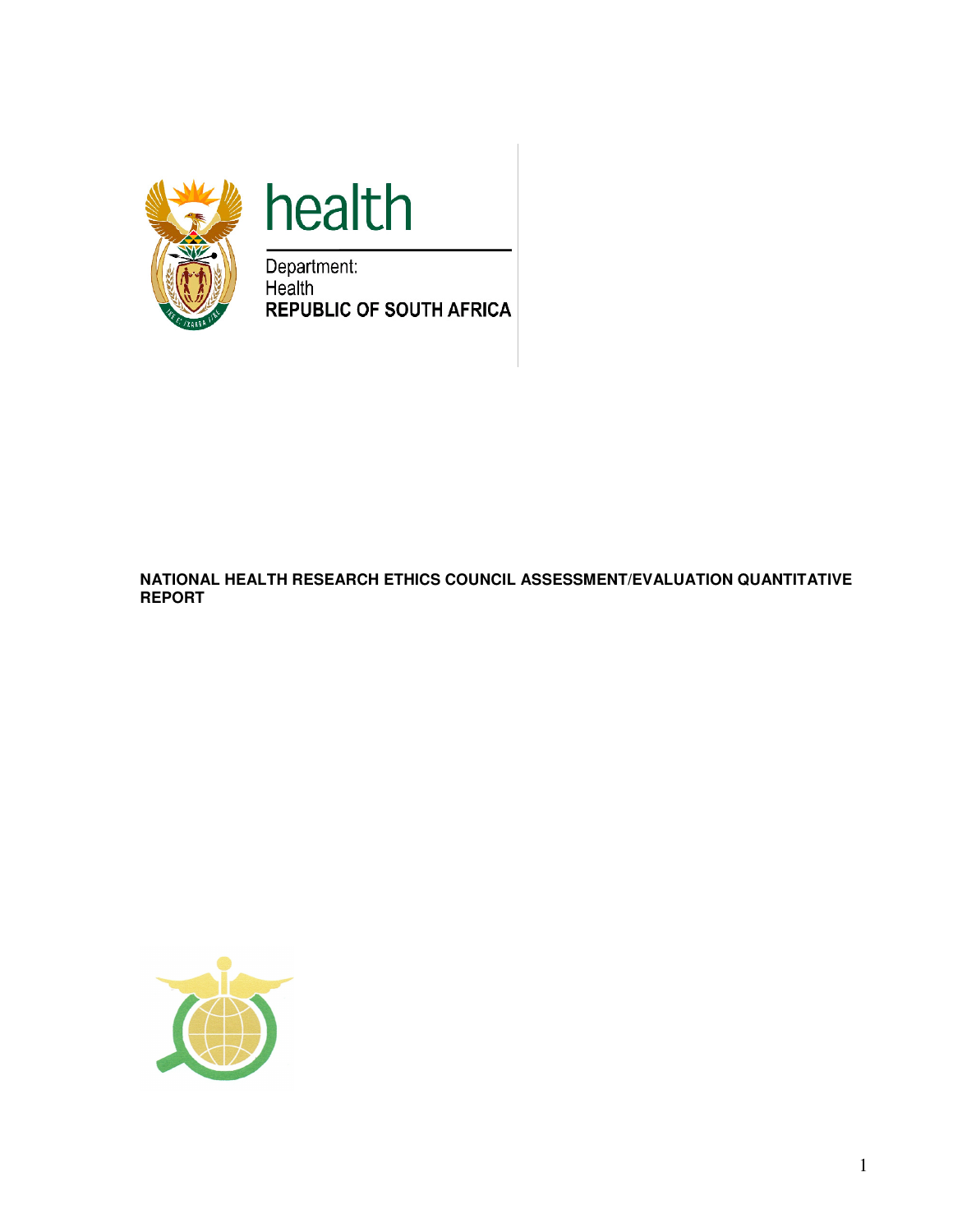health

Department:
Health
REPUBLIC OF SOUTH AFRICA

**NATIONAL HEALTH RESEARCH ETHICS COUNCIL ASSESSMENT/EVALUATION QUANTITATIVE REPORT**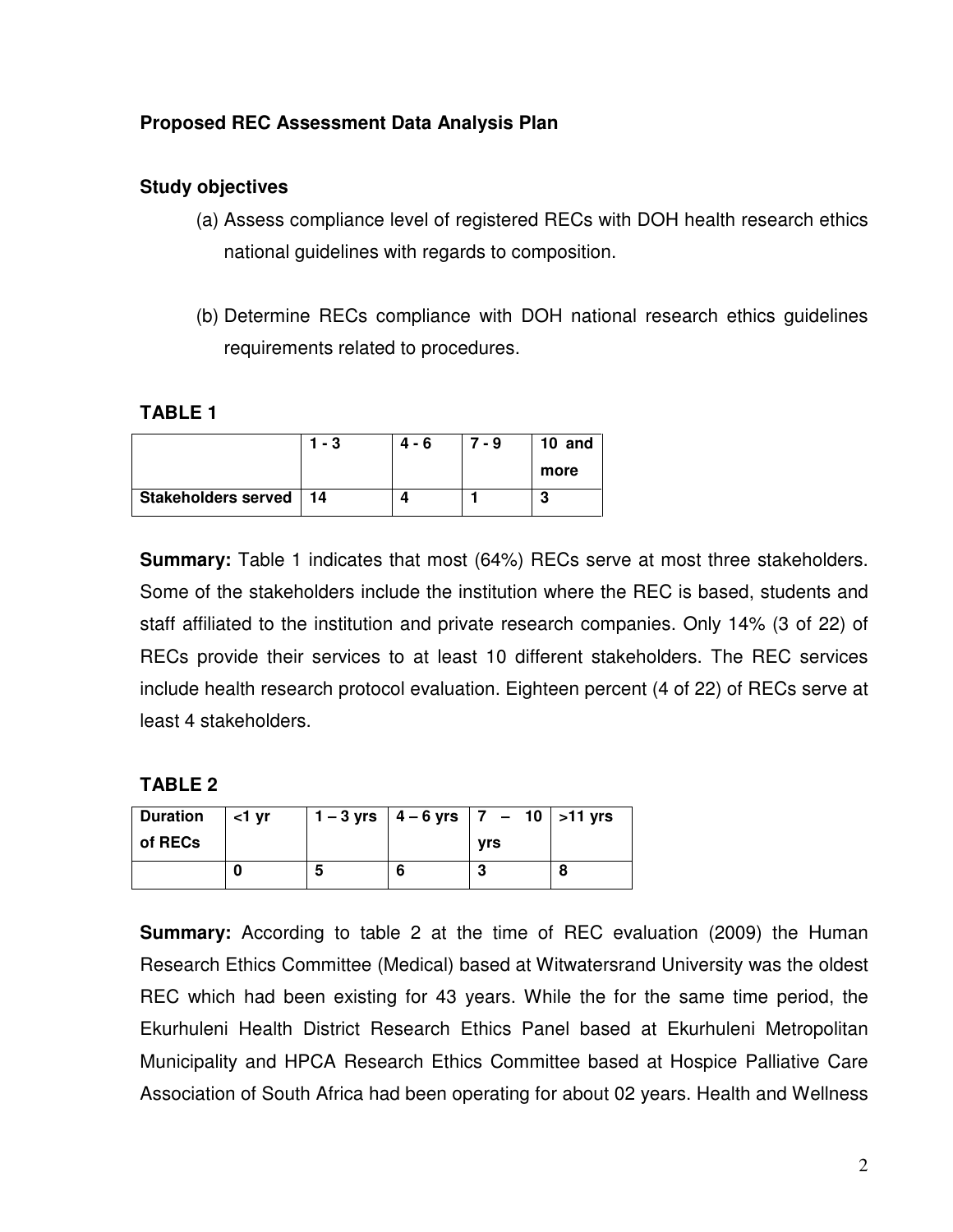**Proposed REC Assessment Data Analysis Plan**

**Study objectives**

(a) Assess compliance level of registered RECs with DOH health research ethics national guidelines with regards to composition.

(b) Determine RECs compliance with DOH national research ethics guidelines requirements related to procedures.

**TABLE 1**

| | 1 - 3 | 4 - 6 | 7 - 9 | 10 and more |
|---|---|---|---|---|
| **Stakeholders served** | 14 | 4 | 1 | 3 |

**Summary:** Table 1 indicates that most (64%) RECs serve at most three stakeholders. Some of the stakeholders include the institution where the REC is based, students and staff affiliated to the institution and private research companies. Only 14% (3 of 22) of RECs provide their services to at least 10 different stakeholders. The REC services include health research protocol evaluation. Eighteen percent (4 of 22) of RECs serve at least 4 stakeholders.

**TABLE 2**

| Duration of RECs | <1 yr | 1 – 3 yrs | 4 – 6 yrs | 7 – 10 yrs | >11 yrs |
|---|---|---|---|---|---|
| | 0 | 5 | 6 | 3 | 8 |

**Summary:** According to table 2 at the time of REC evaluation (2009) the Human Research Ethics Committee (Medical) based at Witwatersrand University was the oldest REC which had been existing for 43 years. While the for the same time period, the Ekurhuleni Health District Research Ethics Panel based at Ekurhuleni Metropolitan Municipality and HPCA Research Ethics Committee based at Hospice Palliative Care Association of South Africa had been operating for about 02 years. Health and Wellness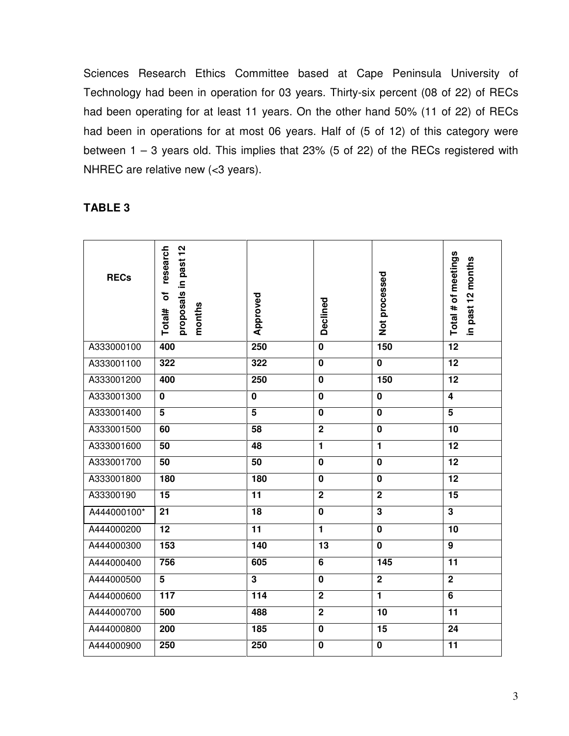Sciences Research Ethics Committee based at Cape Peninsula University of Technology had been in operation for 03 years. Thirty-six percent (08 of 22) of RECs had been operating for at least 11 years. On the other hand 50% (11 of 22) of RECs had been in operations for at most 06 years. Half of (5 of 12) of this category were between 1 – 3 years old. This implies that 23% (5 of 22) of the RECs registered with NHREC are relative new (<3 years).

**TABLE 3**

| RECs | Total# of research proposals in past 12 months | Approved | Declined | Not processed | Total # of meetings in past 12 months |
|---|---|---|---|---|---|
| A333000100 | **400** | **250** | **0** | **150** | **12** |
| A333001100 | **322** | **322** | **0** | **0** | **12** |
| A333001200 | **400** | **250** | **0** | **150** | **12** |
| A333001300 | **0** | **0** | **0** | **0** | **4** |
| A333001400 | **5** | **5** | **0** | **0** | **5** |
| A333001500 | **60** | **58** | **2** | **0** | **10** |
| A333001600 | **50** | **48** | **1** | **1** | **12** |
| A333001700 | **50** | **50** | **0** | **0** | **12** |
| A333001800 | **180** | **180** | **0** | **0** | **12** |
| A33300190 | **15** | **11** | **2** | **2** | **15** |
| A444000100* | **21** | **18** | **0** | **3** | **3** |
| A444000200 | **12** | **11** | **1** | **0** | **10** |
| A444000300 | **153** | **140** | **13** | **0** | **9** |
| A444000400 | **756** | **605** | **6** | **145** | **11** |
| A444000500 | **5** | **3** | **0** | **2** | **2** |
| A444000600 | **117** | **114** | **2** | **1** | **6** |
| A444000700 | **500** | **488** | **2** | **10** | **11** |
| A444000800 | **200** | **185** | **0** | **15** | **24** |
| A444000900 | **250** | **250** | **0** | **0** | **11** |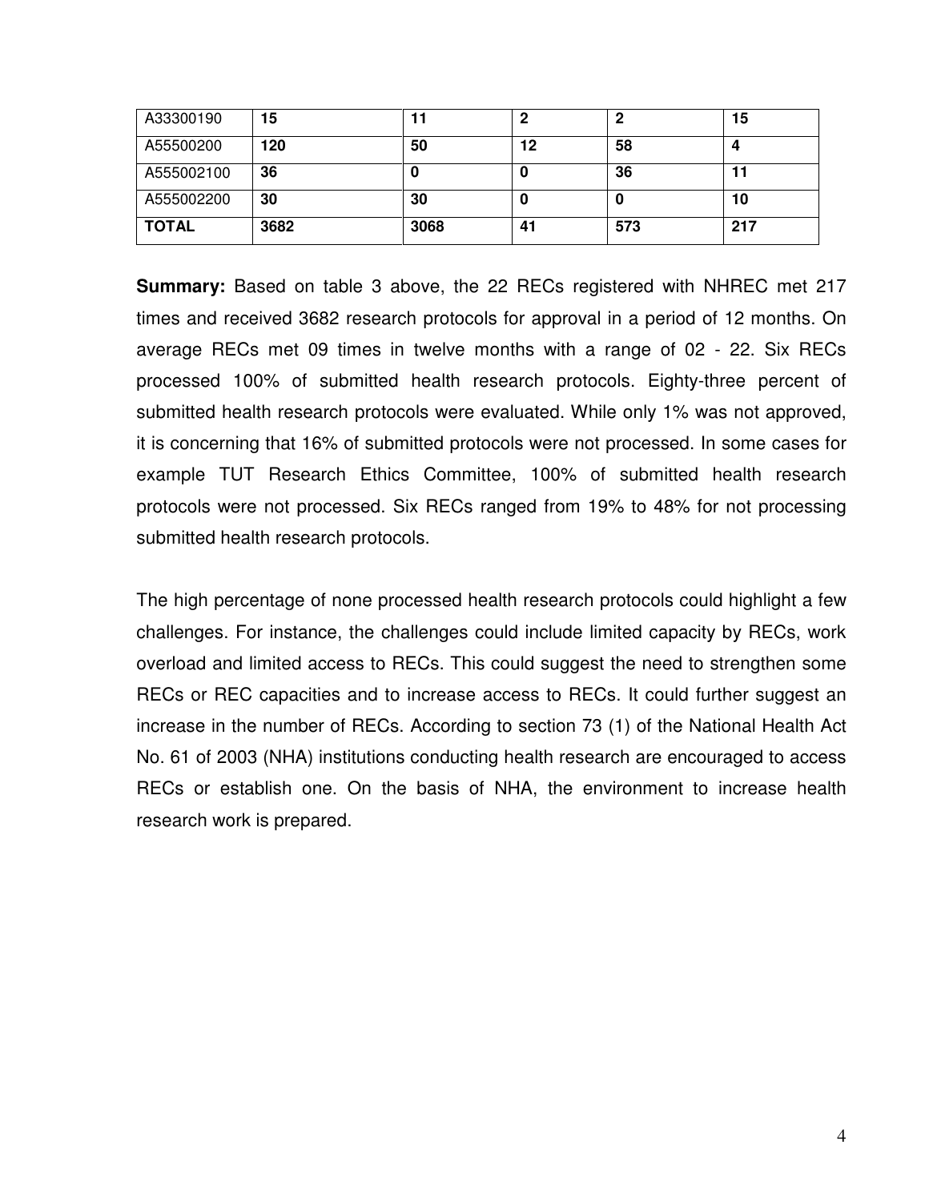| A33300190 | 15 | 11 | 2 | 2 | 15 |
|---|---|---|---|---|---|
| A55500200 | 120 | 50 | 12 | 58 | 4 |
| A555002100 | 36 | 0 | 0 | 36 | 11 |
| A555002200 | 30 | 30 | 0 | 0 | 10 |
| **TOTAL** | **3682** | **3068** | **41** | **573** | **217** |

**Summary:** Based on table 3 above, the 22 RECs registered with NHREC met 217 times and received 3682 research protocols for approval in a period of 12 months. On average RECs met 09 times in twelve months with a range of 02 - 22. Six RECs processed 100% of submitted health research protocols. Eighty-three percent of submitted health research protocols were evaluated. While only 1% was not approved, it is concerning that 16% of submitted protocols were not processed. In some cases for example TUT Research Ethics Committee, 100% of submitted health research protocols were not processed. Six RECs ranged from 19% to 48% for not processing submitted health research protocols.

The high percentage of none processed health research protocols could highlight a few challenges. For instance, the challenges could include limited capacity by RECs, work overload and limited access to RECs. This could suggest the need to strengthen some RECs or REC capacities and to increase access to RECs. It could further suggest an increase in the number of RECs. According to section 73 (1) of the National Health Act No. 61 of 2003 (NHA) institutions conducting health research are encouraged to access RECs or establish one. On the basis of NHA, the environment to increase health research work is prepared.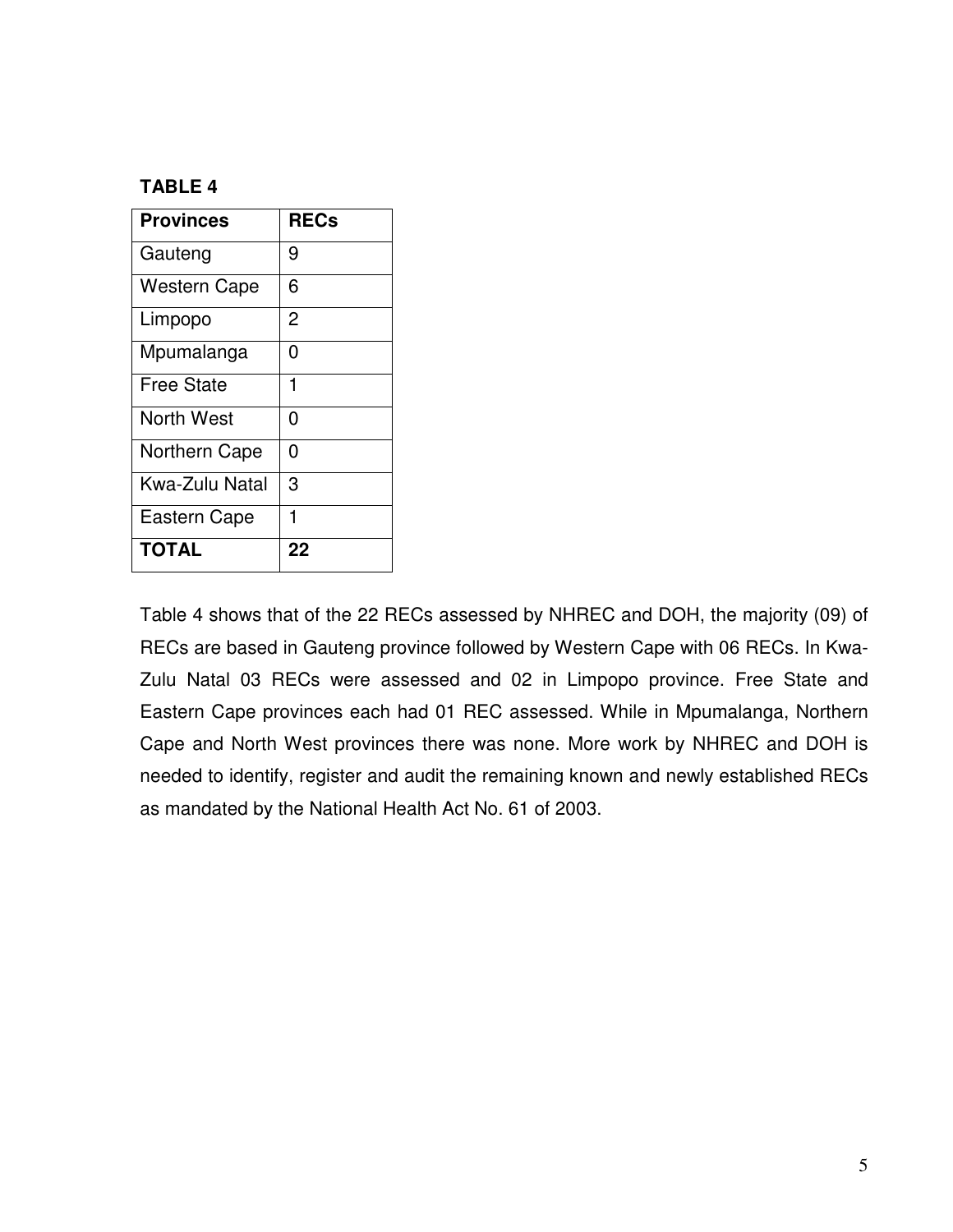**TABLE 4**

| **Provinces** | **RECs** |
|---|---|
| Gauteng | 9 |
| Western Cape | 6 |
| Limpopo | 2 |
| Mpumalanga | 0 |
| Free State | 1 |
| North West | 0 |
| Northern Cape | 0 |
| Kwa-Zulu Natal | 3 |
| Eastern Cape | 1 |
| **TOTAL** | **22** |

Table 4 shows that of the 22 RECs assessed by NHREC and DOH, the majority (09) of RECs are based in Gauteng province followed by Western Cape with 06 RECs. In Kwa-Zulu Natal 03 RECs were assessed and 02 in Limpopo province. Free State and Eastern Cape provinces each had 01 REC assessed. While in Mpumalanga, Northern Cape and North West provinces there was none. More work by NHREC and DOH is needed to identify, register and audit the remaining known and newly established RECs as mandated by the National Health Act No. 61 of 2003.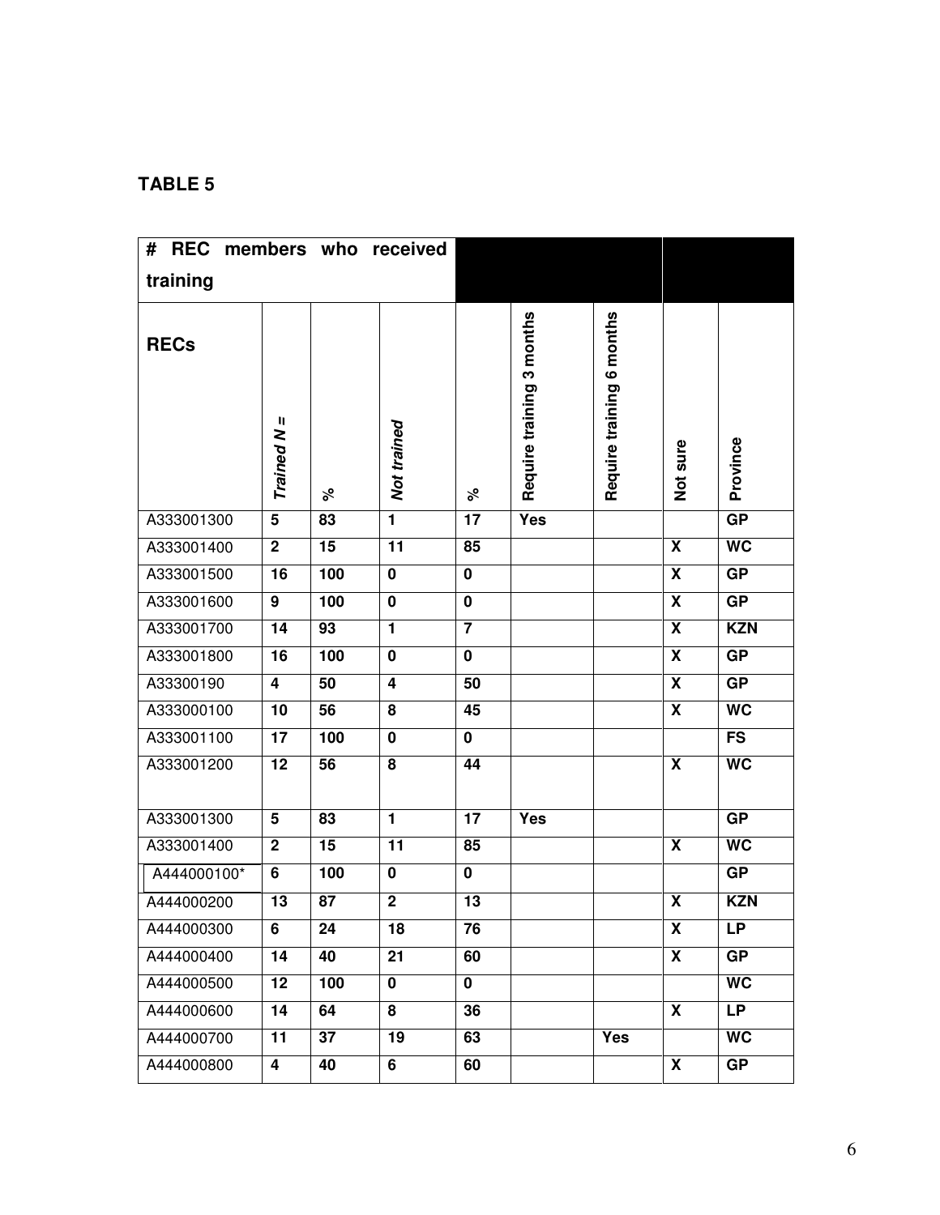**TABLE 5**

| # REC members who received training | | | | | | | | |
|---|---|---|---|---|---|---|---|---|
| **RECs** | ***Trained N =*** | **%** | ***Not trained*** | **%** | **Require training 3 months** | **Require training 6 months** | **Not sure** | **Province** |
| A333001300 | **5** | **83** | **1** | **17** | **Yes** | | | **GP** |
| A333001400 | **2** | **15** | **11** | **85** | | | **X** | **WC** |
| A333001500 | **16** | **100** | **0** | **0** | | | **X** | **GP** |
| A333001600 | **9** | **100** | **0** | **0** | | | **X** | **GP** |
| A333001700 | **14** | **93** | **1** | **7** | | | **X** | **KZN** |
| A333001800 | **16** | **100** | **0** | **0** | | | **X** | **GP** |
| A33300190 | **4** | **50** | **4** | **50** | | | **X** | **GP** |
| A333000100 | **10** | **56** | **8** | **45** | | | **X** | **WC** |
| A333001100 | **17** | **100** | **0** | **0** | | | | **FS** |
| A333001200 | **12** | **56** | **8** | **44** | | | **X** | **WC** |
| A333001300 | **5** | **83** | **1** | **17** | **Yes** | | | **GP** |
| A333001400 | **2** | **15** | **11** | **85** | | | **X** | **WC** |
| A444000100* | **6** | **100** | **0** | **0** | | | | **GP** |
| A444000200 | **13** | **87** | **2** | **13** | | | **X** | **KZN** |
| A444000300 | **6** | **24** | **18** | **76** | | | **X** | **LP** |
| A444000400 | **14** | **40** | **21** | **60** | | | **X** | **GP** |
| A444000500 | **12** | **100** | **0** | **0** | | | | **WC** |
| A444000600 | **14** | **64** | **8** | **36** | | | **X** | **LP** |
| A444000700 | **11** | **37** | **19** | **63** | | **Yes** | | **WC** |
| A444000800 | **4** | **40** | **6** | **60** | | | **X** | **GP** |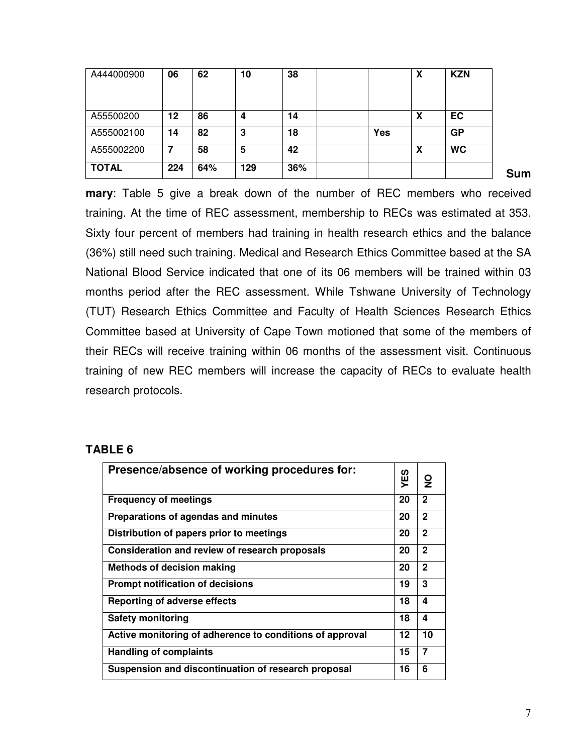| A444000900 | 06 | 62 | 10 | 38 | | | X | KZN |
|---|---|---|---|---|---|---|---|---|
| A55500200 | 12 | 86 | 4 | 14 | | | X | EC |
| A555002100 | 14 | 82 | 3 | 18 | | Yes | | GP |
| A555002200 | 7 | 58 | 5 | 42 | | | X | WC |
| **TOTAL** | **224** | **64%** | **129** | **36%** | | | | |

**Summary**: Table 5 give a break down of the number of REC members who received training. At the time of REC assessment, membership to RECs was estimated at 353. Sixty four percent of members had training in health research ethics and the balance (36%) still need such training. Medical and Research Ethics Committee based at the SA National Blood Service indicated that one of its 06 members will be trained within 03 months period after the REC assessment. While Tshwane University of Technology (TUT) Research Ethics Committee and Faculty of Health Sciences Research Ethics Committee based at University of Cape Town motioned that some of the members of their RECs will receive training within 06 months of the assessment visit. Continuous training of new REC members will increase the capacity of RECs to evaluate health research protocols.

**TABLE 6**

| Presence/absence of working procedures for: | YES | NO |
|---|---|---|
| Frequency of meetings | 20 | 2 |
| Preparations of agendas and minutes | 20 | 2 |
| Distribution of papers prior to meetings | 20 | 2 |
| Consideration and review of research proposals | 20 | 2 |
| Methods of decision making | 20 | 2 |
| Prompt notification of decisions | 19 | 3 |
| Reporting of adverse effects | 18 | 4 |
| Safety monitoring | 18 | 4 |
| Active monitoring of adherence to conditions of approval | 12 | 10 |
| Handling of complaints | 15 | 7 |
| Suspension and discontinuation of research proposal | 16 | 6 |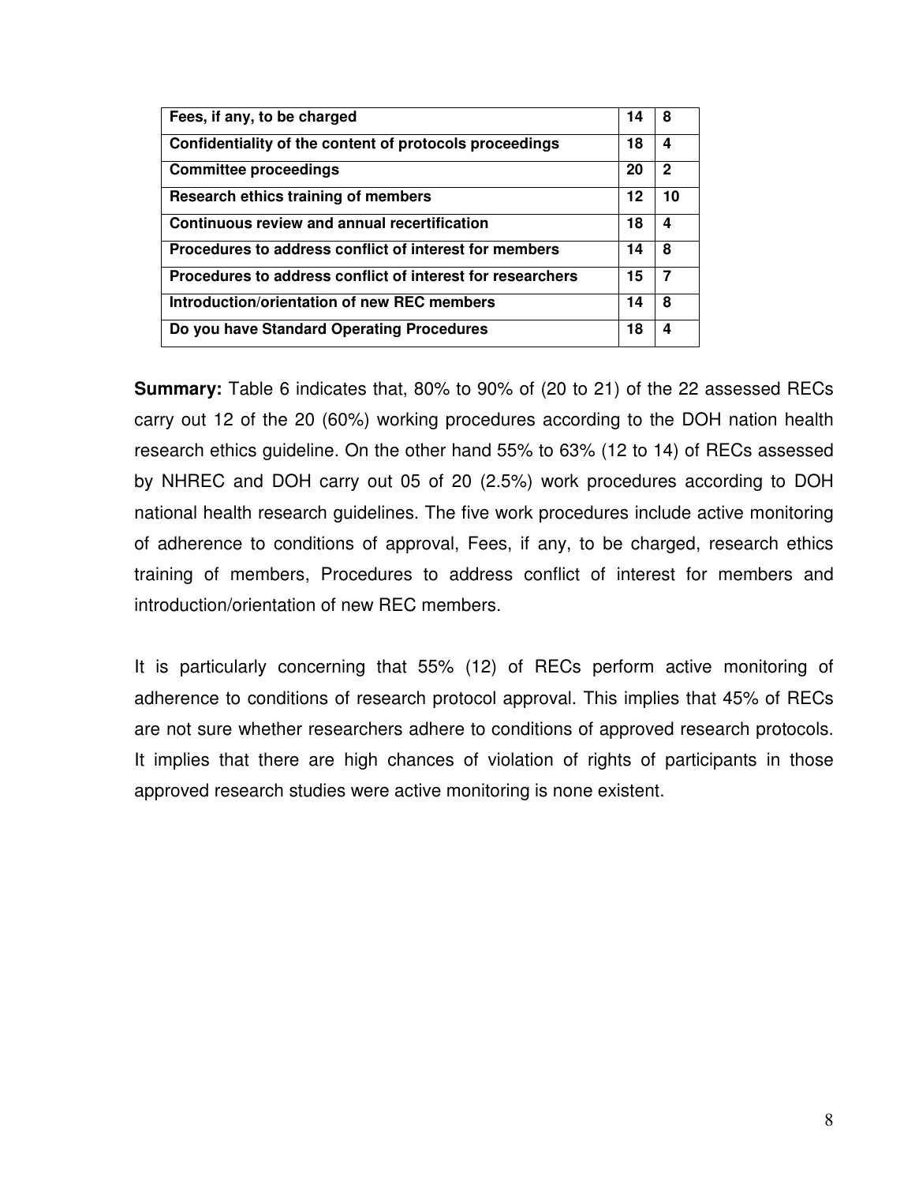| | | |
|---|---|---|
| **Fees, if any, to be charged** | **14** | **8** |
| **Confidentiality of the content of protocols proceedings** | **18** | **4** |
| **Committee proceedings** | **20** | **2** |
| **Research ethics training of members** | **12** | **10** |
| **Continuous review and annual recertification** | **18** | **4** |
| **Procedures to address conflict of interest for members** | **14** | **8** |
| **Procedures to address conflict of interest for researchers** | **15** | **7** |
| **Introduction/orientation of new REC members** | **14** | **8** |
| **Do you have Standard Operating Procedures** | **18** | **4** |

**Summary:** Table 6 indicates that, 80% to 90% of (20 to 21) of the 22 assessed RECs carry out 12 of the 20 (60%) working procedures according to the DOH nation health research ethics guideline. On the other hand 55% to 63% (12 to 14) of RECs assessed by NHREC and DOH carry out 05 of 20 (2.5%) work procedures according to DOH national health research guidelines. The five work procedures include active monitoring of adherence to conditions of approval, Fees, if any, to be charged, research ethics training of members, Procedures to address conflict of interest for members and introduction/orientation of new REC members.

It is particularly concerning that 55% (12) of RECs perform active monitoring of adherence to conditions of research protocol approval. This implies that 45% of RECs are not sure whether researchers adhere to conditions of approved research protocols. It implies that there are high chances of violation of rights of participants in those approved research studies were active monitoring is none existent.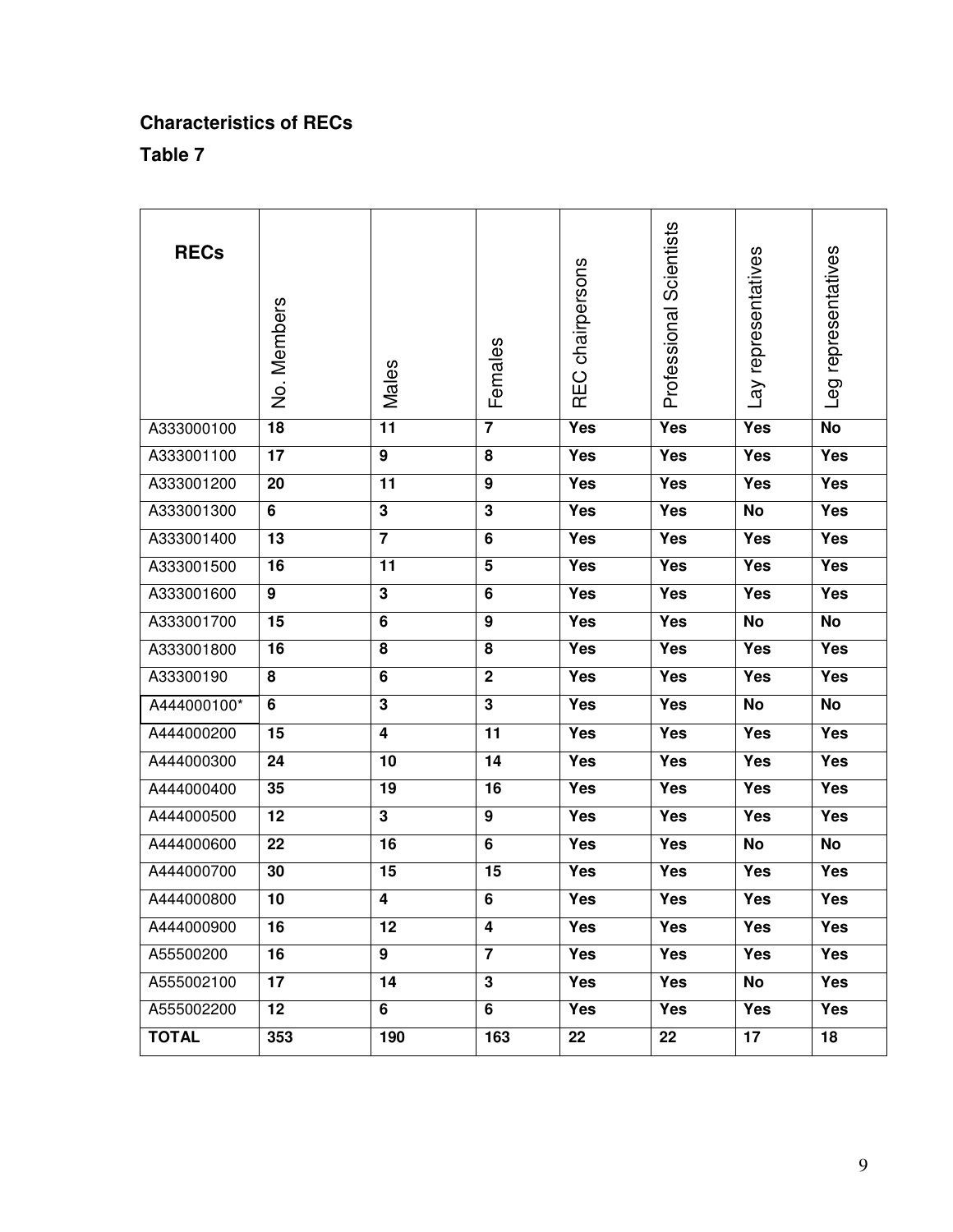**Characteristics of RECs**

**Table 7**

| RECs | No. Members | Males | Females | REC chairpersons | Professional Scientists | Lay representatives | Leg representatives |
|---|---|---|---|---|---|---|---|
| A333000100 | **18** | **11** | **7** | **Yes** | **Yes** | **Yes** | **No** |
| A333001100 | **17** | **9** | **8** | **Yes** | **Yes** | **Yes** | **Yes** |
| A333001200 | **20** | **11** | **9** | **Yes** | **Yes** | **Yes** | **Yes** |
| A333001300 | **6** | **3** | **3** | **Yes** | **Yes** | **No** | **Yes** |
| A333001400 | **13** | **7** | **6** | **Yes** | **Yes** | **Yes** | **Yes** |
| A333001500 | **16** | **11** | **5** | **Yes** | **Yes** | **Yes** | **Yes** |
| A333001600 | **9** | **3** | **6** | **Yes** | **Yes** | **Yes** | **Yes** |
| A333001700 | **15** | **6** | **9** | **Yes** | **Yes** | **No** | **No** |
| A333001800 | **16** | **8** | **8** | **Yes** | **Yes** | **Yes** | **Yes** |
| A33300190 | **8** | **6** | **2** | **Yes** | **Yes** | **Yes** | **Yes** |
| A444000100* | **6** | **3** | **3** | **Yes** | **Yes** | **No** | **No** |
| A444000200 | **15** | **4** | **11** | **Yes** | **Yes** | **Yes** | **Yes** |
| A444000300 | **24** | **10** | **14** | **Yes** | **Yes** | **Yes** | **Yes** |
| A444000400 | **35** | **19** | **16** | **Yes** | **Yes** | **Yes** | **Yes** |
| A444000500 | **12** | **3** | **9** | **Yes** | **Yes** | **Yes** | **Yes** |
| A444000600 | **22** | **16** | **6** | **Yes** | **Yes** | **No** | **No** |
| A444000700 | **30** | **15** | **15** | **Yes** | **Yes** | **Yes** | **Yes** |
| A444000800 | **10** | **4** | **6** | **Yes** | **Yes** | **Yes** | **Yes** |
| A444000900 | **16** | **12** | **4** | **Yes** | **Yes** | **Yes** | **Yes** |
| A55500200 | **16** | **9** | **7** | **Yes** | **Yes** | **Yes** | **Yes** |
| A555002100 | **17** | **14** | **3** | **Yes** | **Yes** | **No** | **Yes** |
| A555002200 | **12** | **6** | **6** | **Yes** | **Yes** | **Yes** | **Yes** |
| **TOTAL** | **353** | **190** | **163** | **22** | **22** | **17** | **18** |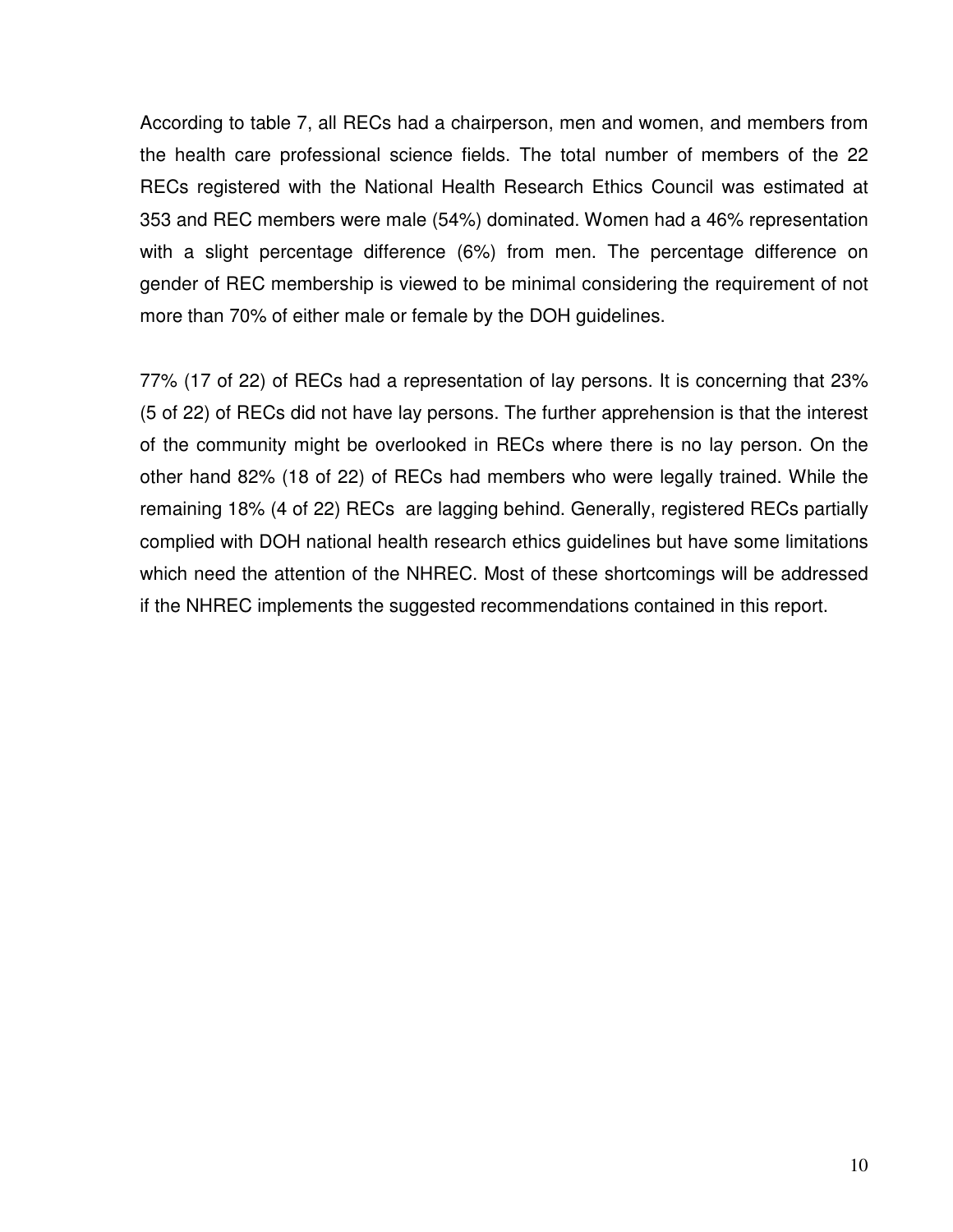According to table 7, all RECs had a chairperson, men and women, and members from the health care professional science fields. The total number of members of the 22 RECs registered with the National Health Research Ethics Council was estimated at 353 and REC members were male (54%) dominated. Women had a 46% representation with a slight percentage difference (6%) from men. The percentage difference on gender of REC membership is viewed to be minimal considering the requirement of not more than 70% of either male or female by the DOH guidelines.

77% (17 of 22) of RECs had a representation of lay persons. It is concerning that 23% (5 of 22) of RECs did not have lay persons. The further apprehension is that the interest of the community might be overlooked in RECs where there is no lay person. On the other hand 82% (18 of 22) of RECs had members who were legally trained. While the remaining 18% (4 of 22) RECs are lagging behind. Generally, registered RECs partially complied with DOH national health research ethics guidelines but have some limitations which need the attention of the NHREC. Most of these shortcomings will be addressed if the NHREC implements the suggested recommendations contained in this report.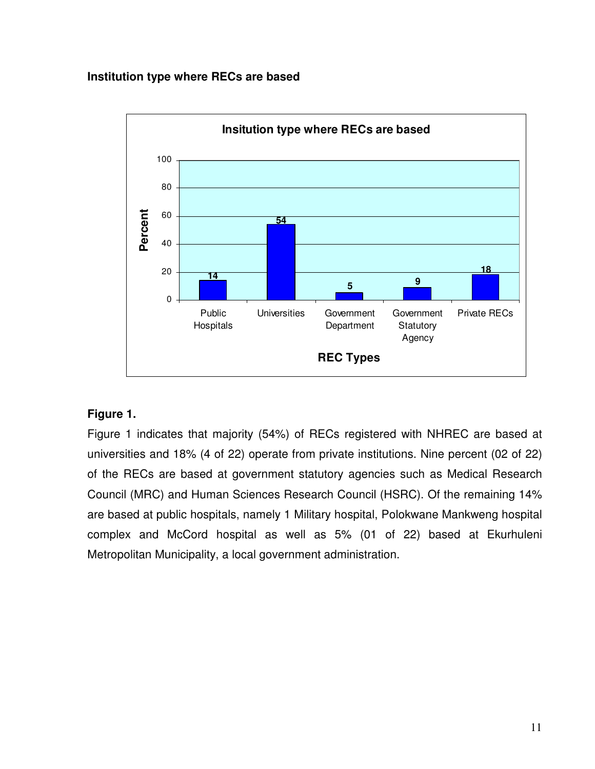### Institution type where RECs are based

**Insitution type where RECs are based**

| REC Types | Percent |
| --- | --- |
| Public Hospitals | 14 |
| Universities | 54 |
| Government Department | 5 |
| Government Statutory Agency | 9 |
| Private RECs | 18 |

**Figure 1.**

Figure 1 indicates that majority (54%) of RECs registered with NHREC are based at universities and 18% (4 of 22) operate from private institutions. Nine percent (02 of 22) of the RECs are based at government statutory agencies such as Medical Research Council (MRC) and Human Sciences Research Council (HSRC). Of the remaining 14% are based at public hospitals, namely 1 Military hospital, Polokwane Mankweng hospital complex and McCord hospital as well as 5% (01 of 22) based at Ekurhuleni Metropolitan Municipality, a local government administration.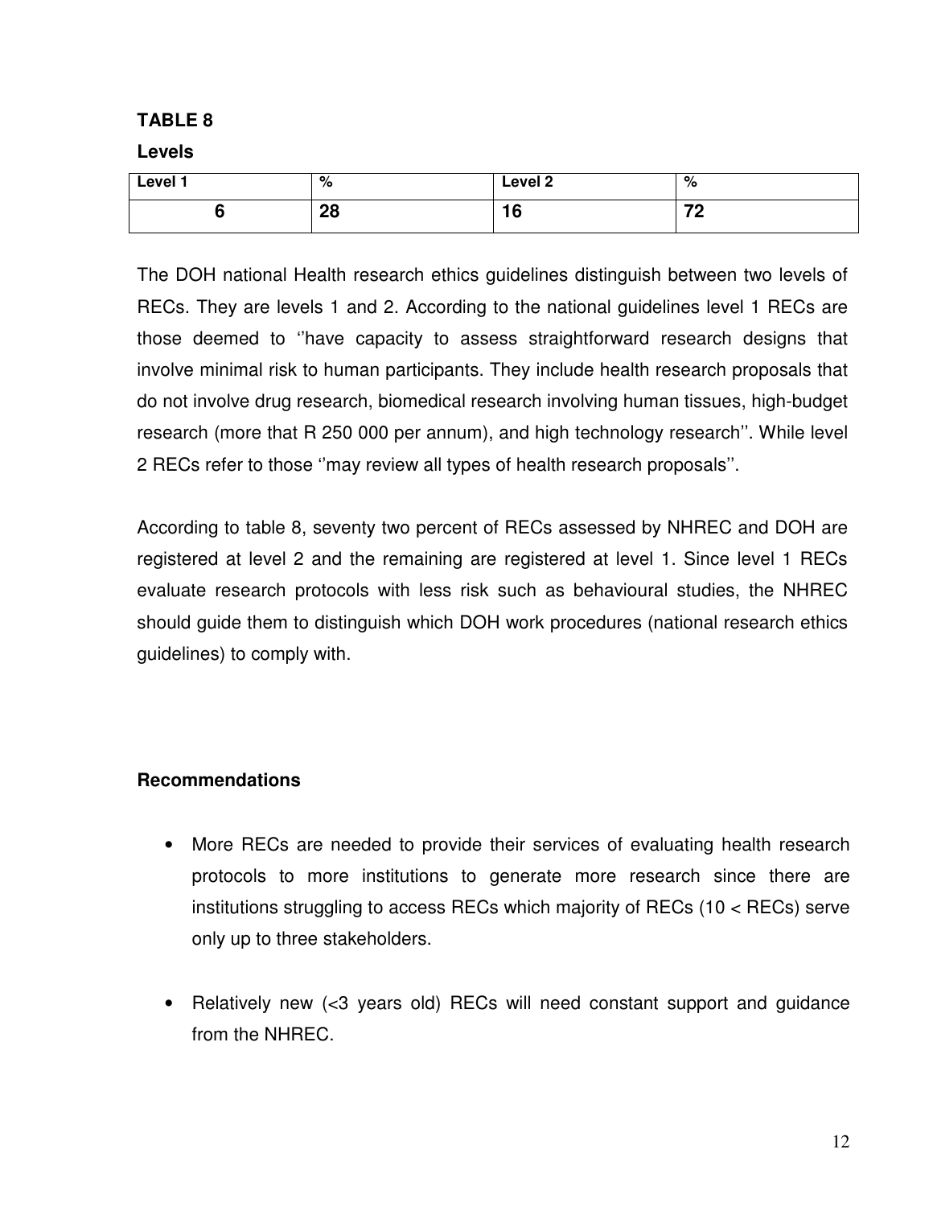**TABLE 8**

**Levels**

| Level 1 | % | Level 2 | % |
|---|---|---|---|
| **6** | **28** | **16** | **72** |

The DOH national Health research ethics guidelines distinguish between two levels of RECs. They are levels 1 and 2. According to the national guidelines level 1 RECs are those deemed to ‘’have capacity to assess straightforward research designs that involve minimal risk to human participants. They include health research proposals that do not involve drug research, biomedical research involving human tissues, high-budget research (more that R 250 000 per annum), and high technology research’’. While level 2 RECs refer to those ‘’may review all types of health research proposals’’.

According to table 8, seventy two percent of RECs assessed by NHREC and DOH are registered at level 2 and the remaining are registered at level 1. Since level 1 RECs evaluate research protocols with less risk such as behavioural studies, the NHREC should guide them to distinguish which DOH work procedures (national research ethics guidelines) to comply with.

**Recommendations**

- More RECs are needed to provide their services of evaluating health research protocols to more institutions to generate more research since there are institutions struggling to access RECs which majority of RECs (10 < RECs) serve only up to three stakeholders.

- Relatively new (<3 years old) RECs will need constant support and guidance from the NHREC.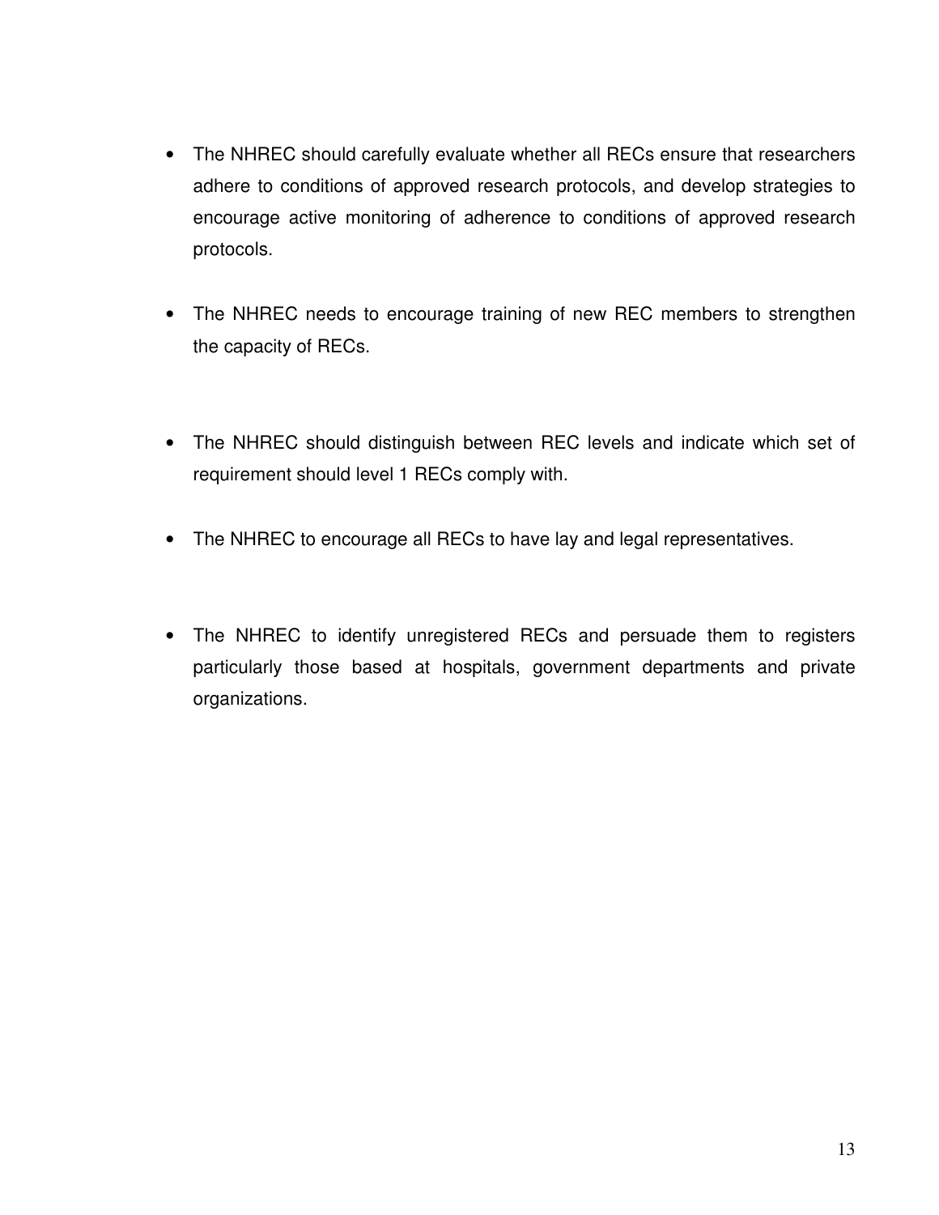- The NHREC should carefully evaluate whether all RECs ensure that researchers adhere to conditions of approved research protocols, and develop strategies to encourage active monitoring of adherence to conditions of approved research protocols.

- The NHREC needs to encourage training of new REC members to strengthen the capacity of RECs.

- The NHREC should distinguish between REC levels and indicate which set of requirement should level 1 RECs comply with.

- The NHREC to encourage all RECs to have lay and legal representatives.

- The NHREC to identify unregistered RECs and persuade them to registers particularly those based at hospitals, government departments and private organizations.